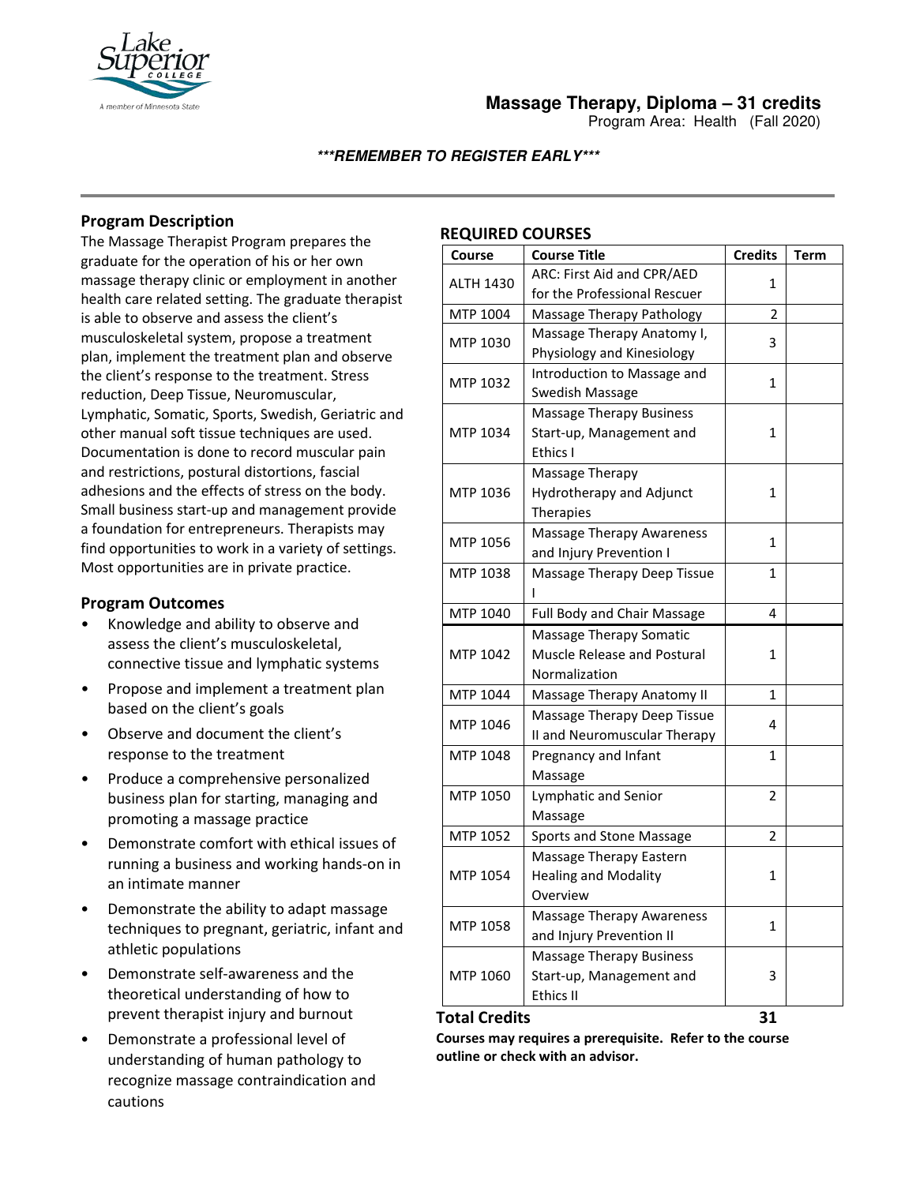# Massage Therapy, Diploma – 31 credits

Program Area: Health (Fall 2020)

***REMEMBER TO REGISTER EARLY***

## Program Description

The Massage Therapist Program prepares the graduate for the operation of his or her own massage therapy clinic or employment in another health care related setting. The graduate therapist is able to observe and assess the client's musculoskeletal system, propose a treatment plan, implement the treatment plan and observe the client's response to the treatment. Stress reduction, Deep Tissue, Neuromuscular, Lymphatic, Somatic, Sports, Swedish, Geriatric and other manual soft tissue techniques are used. Documentation is done to record muscular pain and restrictions, postural distortions, fascial adhesions and the effects of stress on the body. Small business start-up and management provide a foundation for entrepreneurs. Therapists may find opportunities to work in a variety of settings. Most opportunities are in private practice.

## Program Outcomes

- Knowledge and ability to observe and assess the client's musculoskeletal, connective tissue and lymphatic systems
- Propose and implement a treatment plan based on the client's goals
- Observe and document the client's response to the treatment
- Produce a comprehensive personalized business plan for starting, managing and promoting a massage practice
- Demonstrate comfort with ethical issues of running a business and working hands-on in an intimate manner
- Demonstrate the ability to adapt massage techniques to pregnant, geriatric, infant and athletic populations
- Demonstrate self-awareness and the theoretical understanding of how to prevent therapist injury and burnout
- Demonstrate a professional level of understanding of human pathology to recognize massage contraindication and cautions

## REQUIRED COURSES

| Course | Course Title | Credits | Term |
|---|---|---|---|
| ALTH 1430 | ARC: First Aid and CPR/AED for the Professional Rescuer | 1 | |
| MTP 1004 | Massage Therapy Pathology | 2 | |
| MTP 1030 | Massage Therapy Anatomy I, Physiology and Kinesiology | 3 | |
| MTP 1032 | Introduction to Massage and Swedish Massage | 1 | |
| MTP 1034 | Massage Therapy Business Start-up, Management and Ethics I | 1 | |
| MTP 1036 | Massage Therapy Hydrotherapy and Adjunct Therapies | 1 | |
| MTP 1056 | Massage Therapy Awareness and Injury Prevention I | 1 | |
| MTP 1038 | Massage Therapy Deep Tissue I | 1 | |
| MTP 1040 | Full Body and Chair Massage | 4 | |
| MTP 1042 | Massage Therapy Somatic Muscle Release and Postural Normalization | 1 | |
| MTP 1044 | Massage Therapy Anatomy II | 1 | |
| MTP 1046 | Massage Therapy Deep Tissue II and Neuromuscular Therapy | 4 | |
| MTP 1048 | Pregnancy and Infant Massage | 1 | |
| MTP 1050 | Lymphatic and Senior Massage | 2 | |
| MTP 1052 | Sports and Stone Massage | 2 | |
| MTP 1054 | Massage Therapy Eastern Healing and Modality Overview | 1 | |
| MTP 1058 | Massage Therapy Awareness and Injury Prevention II | 1 | |
| MTP 1060 | Massage Therapy Business Start-up, Management and Ethics II | 3 | |
| **Total Credits** | | **31** | |

**Courses may requires a prerequisite. Refer to the course outline or check with an advisor.**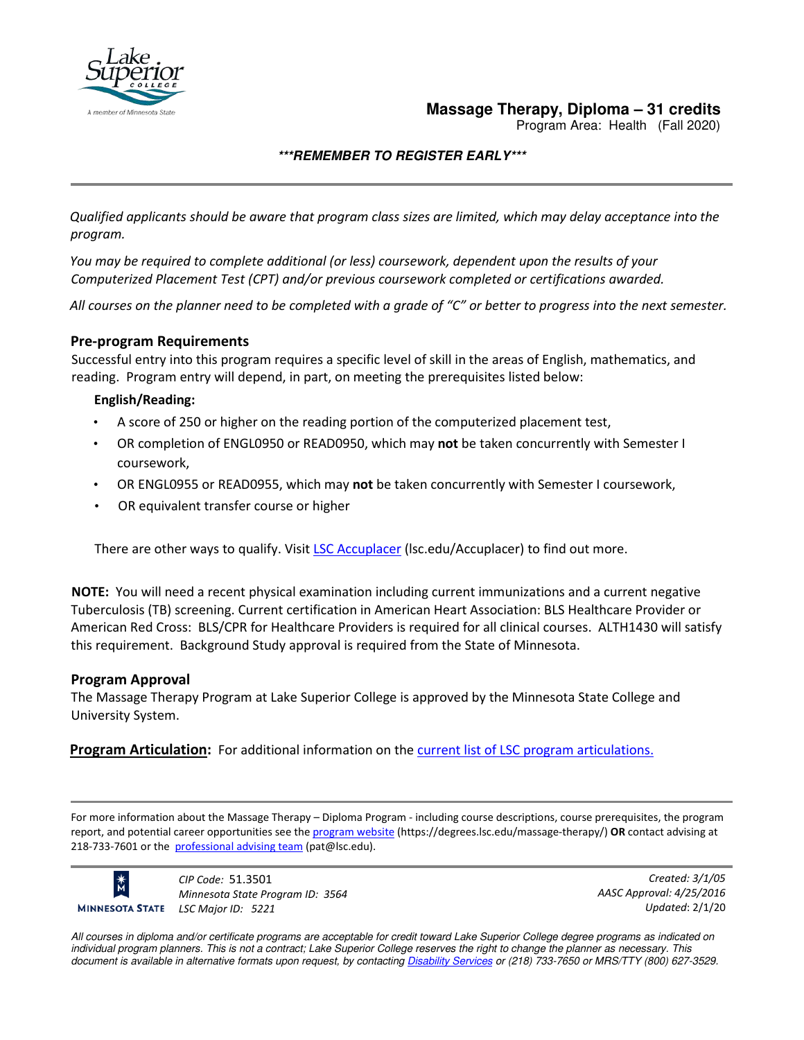## Massage Therapy, Diploma – 31 credits

Program Area: Health (Fall 2020)

***REMEMBER TO REGISTER EARLY***

*Qualified applicants should be aware that program class sizes are limited, which may delay acceptance into the program.*

*You may be required to complete additional (or less) coursework, dependent upon the results of your Computerized Placement Test (CPT) and/or previous coursework completed or certifications awarded.*

*All courses on the planner need to be completed with a grade of "C" or better to progress into the next semester.*

### Pre-program Requirements

Successful entry into this program requires a specific level of skill in the areas of English, mathematics, and reading. Program entry will depend, in part, on meeting the prerequisites listed below:

**English/Reading:**

- A score of 250 or higher on the reading portion of the computerized placement test,
- OR completion of ENGL0950 or READ0950, which may **not** be taken concurrently with Semester I coursework,
- OR ENGL0955 or READ0955, which may **not** be taken concurrently with Semester I coursework,
- OR equivalent transfer course or higher

There are other ways to qualify. Visit LSC Accuplacer (lsc.edu/Accuplacer) to find out more.

**NOTE:** You will need a recent physical examination including current immunizations and a current negative Tuberculosis (TB) screening. Current certification in American Heart Association: BLS Healthcare Provider or American Red Cross: BLS/CPR for Healthcare Providers is required for all clinical courses. ALTH1430 will satisfy this requirement. Background Study approval is required from the State of Minnesota.

### Program Approval

The Massage Therapy Program at Lake Superior College is approved by the Minnesota State College and University System.

**Program Articulation:** For additional information on the current list of LSC program articulations.

For more information about the Massage Therapy – Diploma Program - including course descriptions, course prerequisites, the program report, and potential career opportunities see the program website (https://degrees.lsc.edu/massage-therapy/) **OR** contact advising at 218-733-7601 or the professional advising team (pat@lsc.edu).

*CIP Code:* 51.3501
*Minnesota State Program ID: 3564*
*LSC Major ID: 5221*

*Created: 3/1/05*
*AASC Approval: 4/25/2016*
*Updated*: 2/1/20

*All courses in diploma and/or certificate programs are acceptable for credit toward Lake Superior College degree programs as indicated on individual program planners. This is not a contract; Lake Superior College reserves the right to change the planner as necessary. This document is available in alternative formats upon request, by contacting Disability Services or (218) 733-7650 or MRS/TTY (800) 627-3529.*